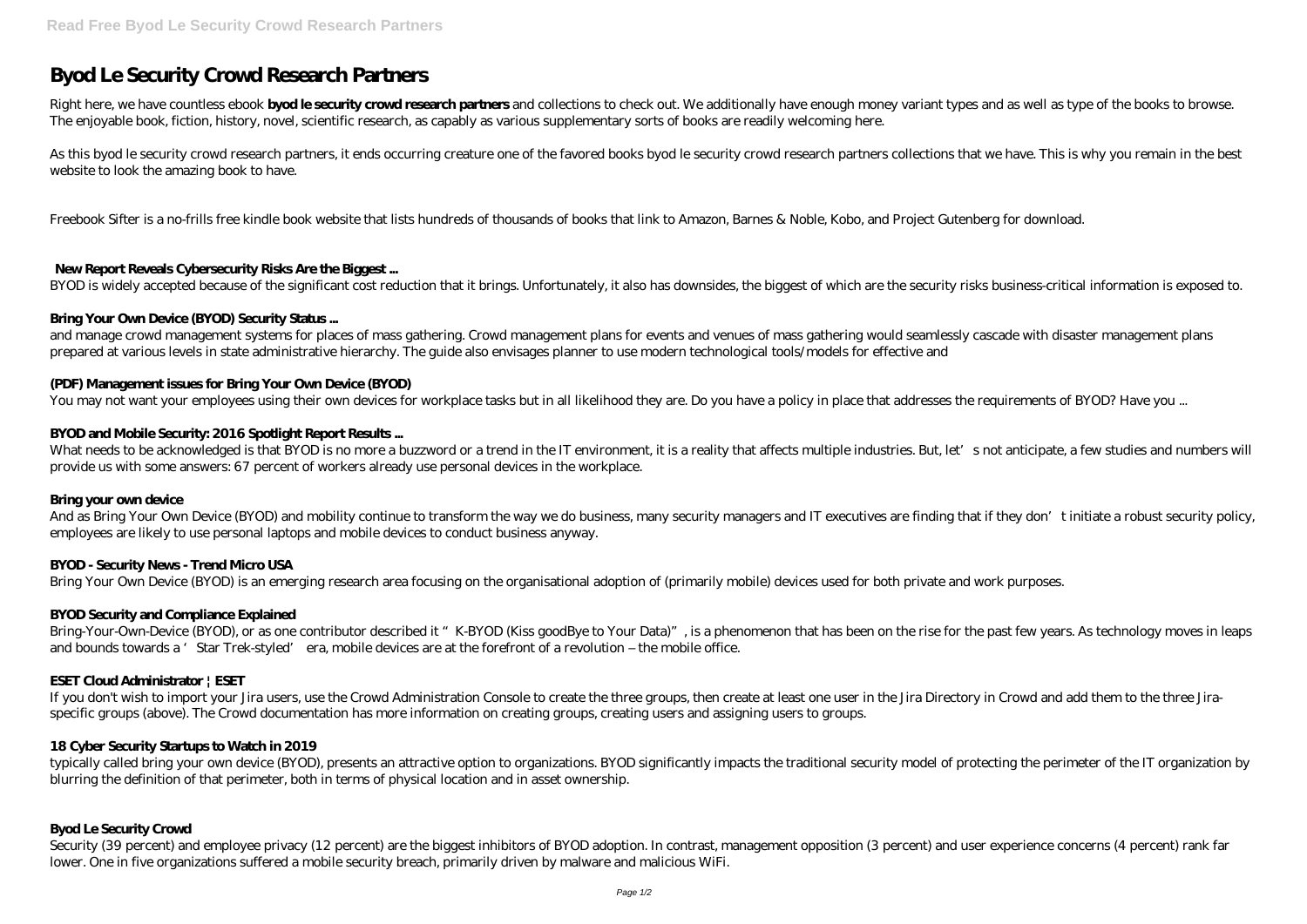# Byod Le Security Crowd Research Partners

Right here, we have countless ebook **byod le security crowd research partners** and collections to check out. We additionally have enough money variant types and as well as type of the books to browse. The enjoyable book, fiction, history, novel, scientific research, as capably as various supplementary sorts of books are readily welcoming here.

As this byod le security crowd research partners, it ends occurring creature one of the favored books byod le security crowd research partners collections that we have. This is why you remain in the best website to look the amazing book to have.

Freebook Sifter is a no-frills free kindle book website that lists hundreds of thousands of books that link to Amazon, Barnes & Noble, Kobo, and Project Gutenberg for download.

### New Report Reveals Cybersecurity Risks Are the Biggest ...

BYOD is widely accepted because of the significant cost reduction that it brings. Unfortunately, it also has downsides, the biggest of which are the security risks business-critical information is exposed to.

### Bring Your Own Device (BYOD) Security Status ...

and manage crowd management systems for places of mass gathering. Crowd management plans for events and venues of mass gathering would seamlessly cascade with disaster management plans prepared at various levels in state administrative hierarchy. The guide also envisages planner to use modern technological tools/models for effective and

### (PDF) Management issues for Bring Your Own Device (BYOD)

You may not want your employees using their own devices for workplace tasks but in all likelihood they are. Do you have a policy in place that addresses the requirements of BYOD? Have you ...

### BYOD and Mobile Security: 2016 Spotlight Report Results ...

What needs to be acknowledged is that BYOD is no more a buzzword or a trend in the IT environment, it is a reality that affects multiple industries. But, let's not anticipate, a few studies and numbers will provide us with some answers: 67 percent of workers already use personal devices in the workplace.

### Bring your own device

And as Bring Your Own Device (BYOD) and mobility continue to transform the way we do business, many security managers and IT executives are finding that if they don't initiate a robust security policy, employees are likely to use personal laptops and mobile devices to conduct business anyway.

### BYOD - Security News - Trend Micro USA

Bring Your Own Device (BYOD) is an emerging research area focusing on the organisational adoption of (primarily mobile) devices used for both private and work purposes.

### BYOD Security and Compliance Explained

Bring-Your-Own-Device (BYOD), or as one contributor described it "K-BYOD (Kiss goodBye to Your Data)", is a phenomenon that has been on the rise for the past few years. As technology moves in leaps and bounds towards a 'Star Trek-styled' era, mobile devices are at the forefront of a revolution – the mobile office.

### ESET Cloud Administrator | ESET

If you don't wish to import your Jira users, use the Crowd Administration Console to create the three groups, then create at least one user in the Jira Directory in Crowd and add them to the three Jira-specific groups (above). The Crowd documentation has more information on creating groups, creating users and assigning users to groups.

### 18 Cyber Security Startups to Watch in 2019

typically called bring your own device (BYOD), presents an attractive option to organizations. BYOD significantly impacts the traditional security model of protecting the perimeter of the IT organization by blurring the definition of that perimeter, both in terms of physical location and in asset ownership.

### Byod Le Security Crowd

Security (39 percent) and employee privacy (12 percent) are the biggest inhibitors of BYOD adoption. In contrast, management opposition (3 percent) and user experience concerns (4 percent) rank far lower. One in five organizations suffered a mobile security breach, primarily driven by malware and malicious WiFi.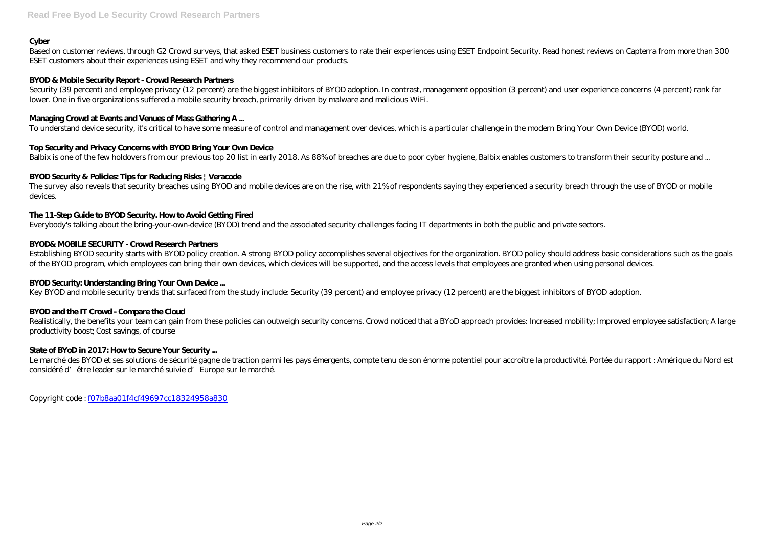**Cyber**

Based on customer reviews, through G2 Crowd surveys, that asked ESET business customers to rate their experiences using ESET Endpoint Security. Read honest reviews on Capterra from more than 300 ESET customers about their experiences using ESET and why they recommend our products.

**BYOD & Mobile Security Report - Crowd Research Partners**

Security (39 percent) and employee privacy (12 percent) are the biggest inhibitors of BYOD adoption. In contrast, management opposition (3 percent) and user experience concerns (4 percent) rank far lower. One in five organizations suffered a mobile security breach, primarily driven by malware and malicious WiFi.

**Managing Crowd at Events and Venues of Mass Gathering A ...**

To understand device security, it's critical to have some measure of control and management over devices, which is a particular challenge in the modern Bring Your Own Device (BYOD) world.

**Top Security and Privacy Concerns with BYOD Bring Your Own Device**

Balbix is one of the few holdovers from our previous top 20 list in early 2018. As 88% of breaches are due to poor cyber hygiene, Balbix enables customers to transform their security posture and ...

**BYOD Security & Policies: Tips for Reducing Risks | Veracode**

The survey also reveals that security breaches using BYOD and mobile devices are on the rise, with 21% of respondents saying they experienced a security breach through the use of BYOD or mobile devices.

**The 11-Step Guide to BYOD Security. How to Avoid Getting Fired**

Everybody's talking about the bring-your-own-device (BYOD) trend and the associated security challenges facing IT departments in both the public and private sectors.

**BYOD& MOBILE SECURITY - Crowd Research Partners**

Establishing BYOD security starts with BYOD policy creation. A strong BYOD policy accomplishes several objectives for the organization. BYOD policy should address basic considerations such as the goals of the BYOD program, which employees can bring their own devices, which devices will be supported, and the access levels that employees are granted when using personal devices.

**BYOD Security: Understanding Bring Your Own Device ...**

Key BYOD and mobile security trends that surfaced from the study include: Security (39 percent) and employee privacy (12 percent) are the biggest inhibitors of BYOD adoption.

**BYOD and the IT Crowd - Compare the Cloud**

Realistically, the benefits your team can gain from these policies can outweigh security concerns. Crowd noticed that a BYoD approach provides: Increased mobility; Improved employee satisfaction; A large productivity boost; Cost savings, of course

**State of BYoD in 2017: How to Secure Your Security ...**

Le marché des BYOD et ses solutions de sécurité gagne de traction parmi les pays émergents, compte tenu de son énorme potentiel pour accroître la productivité. Portée du rapport : Amérique du Nord est considéré d'être leader sur le marché suivie d'Europe sur le marché.

Copyright code : f07b8aa01f4cf49697cc18324958a830